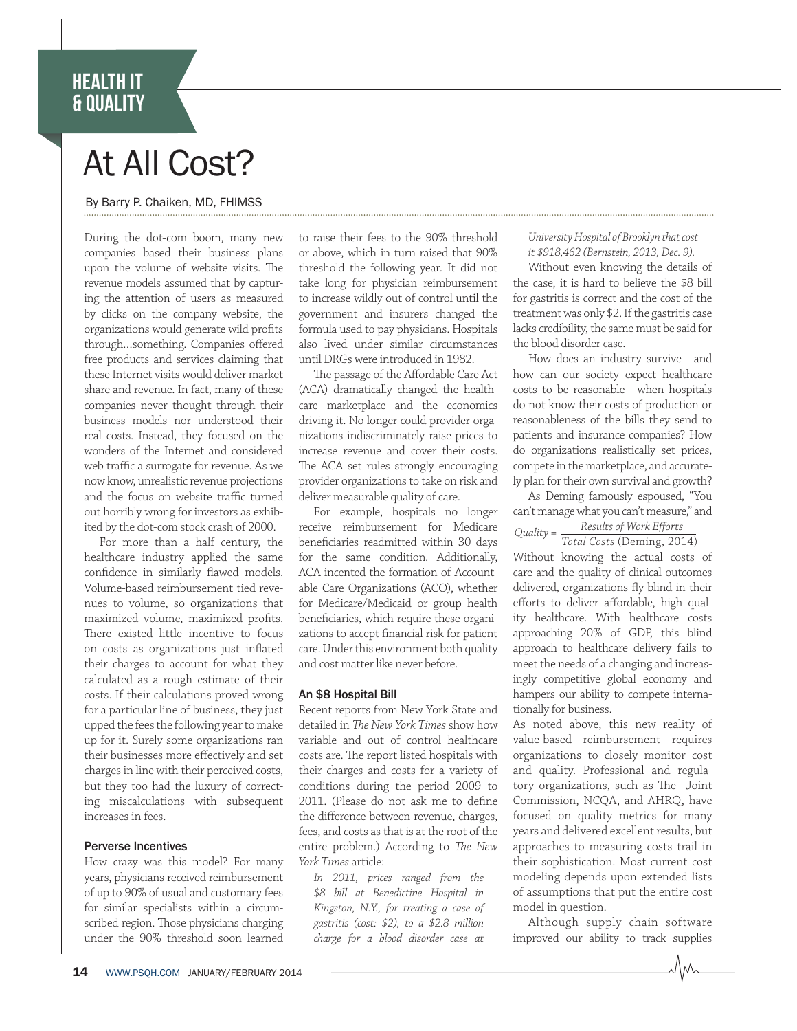HEALTH IT & QUALITY

# At All Cost?

By Barry P. Chaiken, MD, FHIMSS

During the dot-com boom, many new companies based their business plans upon the volume of website visits. The revenue models assumed that by capturing the attention of users as measured by clicks on the company website, the organizations would generate wild profits through…something. Companies offered free products and services claiming that these Internet visits would deliver market share and revenue. In fact, many of these companies never thought through their business models nor understood their real costs. Instead, they focused on the wonders of the Internet and considered web traffic a surrogate for revenue. As we now know, unrealistic revenue projections and the focus on website traffic turned out horribly wrong for investors as exhibited by the dot-com stock crash of 2000.

For more than a half century, the healthcare industry applied the same confidence in similarly flawed models. Volume-based reimbursement tied revenues to volume, so organizations that maximized volume, maximized profits. There existed little incentive to focus on costs as organizations just inflated their charges to account for what they calculated as a rough estimate of their costs. If their calculations proved wrong for a particular line of business, they just upped the fees the following year to make up for it. Surely some organizations ran their businesses more effectively and set charges in line with their perceived costs, but they too had the luxury of correcting miscalculations with subsequent increases in fees.

### Perverse Incentives

How crazy was this model? For many years, physicians received reimbursement of up to 90% of usual and customary fees for similar specialists within a circumscribed region. Those physicians charging under the 90% threshold soon learned to raise their fees to the 90% threshold or above, which in turn raised that 90% threshold the following year. It did not take long for physician reimbursement to increase wildly out of control until the government and insurers changed the formula used to pay physicians. Hospitals also lived under similar circumstances until DRGs were introduced in 1982.

The passage of the Affordable Care Act (ACA) dramatically changed the healthcare marketplace and the economics driving it. No longer could provider organizations indiscriminately raise prices to increase revenue and cover their costs. The ACA set rules strongly encouraging provider organizations to take on risk and deliver measurable quality of care.

For example, hospitals no longer receive reimbursement for Medicare beneficiaries readmitted within 30 days for the same condition. Additionally, ACA incented the formation of Accountable Care Organizations (ACO), whether for Medicare/Medicaid or group health beneficiaries, which require these organizations to accept financial risk for patient care. Under this environment both quality and cost matter like never before.

### An $8 Hospital Bill

Recent reports from New York State and detailed in *The New York Times* show how variable and out of control healthcare costs are. The report listed hospitals with their charges and costs for a variety of conditions during the period 2009 to 2011. (Please do not ask me to define the difference between revenue, charges, fees, and costs as that is at the root of the entire problem.) According to *The New York Times* article:

> *In 2011, prices ranged from the $8 bill at Benedictine Hospital in Kingston, N.Y., for treating a case of gastritis (cost: $2), to a $2.8 million charge for a blood disorder case at University Hospital of Brooklyn that cost it $918,462 (Bernstein, 2013, Dec. 9).*

Without even knowing the details of the case, it is hard to believe the $8 bill for gastritis is correct and the cost of the treatment was only $2. If the gastritis case lacks credibility, the same must be said for the blood disorder case.

How does an industry survive—and how can our society expect healthcare costs to be reasonable—when hospitals do not know their costs of production or reasonableness of the bills they send to patients and insurance companies? How do organizations realistically set prices, compete in the marketplace, and accurately plan for their own survival and growth?

As Deming famously espoused, "You can't manage what you can't measure," and

$$Quality = \frac{\textit{Results of Work Efforts}}{\textit{Total Costs}}$$ (Deming, 2014)

Without knowing the actual costs of care and the quality of clinical outcomes delivered, organizations fly blind in their efforts to deliver affordable, high quality healthcare. With healthcare costs approaching 20% of GDP, this blind approach to healthcare delivery fails to meet the needs of a changing and increasingly competitive global economy and hampers our ability to compete internationally for business.

As noted above, this new reality of value-based reimbursement requires organizations to closely monitor cost and quality. Professional and regulatory organizations, such as The Joint Commission, NCQA, and AHRQ, have focused on quality metrics for many years and delivered excellent results, but approaches to measuring costs trail in their sophistication. Most current cost modeling depends upon extended lists of assumptions that put the entire cost model in question.

Although supply chain software improved our ability to track supplies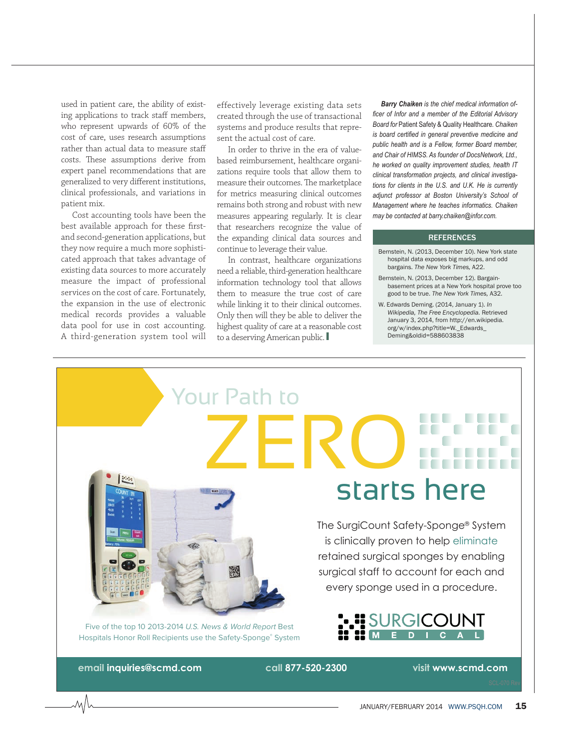used in patient care, the ability of existing applications to track staff members, who represent upwards of 60% of the cost of care, uses research assumptions rather than actual data to measure staff costs. These assumptions derive from expert panel recommendations that are generalized to very different institutions, clinical professionals, and variations in patient mix.

Cost accounting tools have been the best available approach for these first- and second-generation applications, but they now require a much more sophisticated approach that takes advantage of existing data sources to more accurately measure the impact of professional services on the cost of care. Fortunately, the expansion in the use of electronic medical records provides a valuable data pool for use in cost accounting. A third-generation system tool will effectively leverage existing data sets created through the use of transactional systems and produce results that represent the actual cost of care.

In order to thrive in the era of value-based reimbursement, healthcare organizations require tools that allow them to measure their outcomes. The marketplace for metrics measuring clinical outcomes remains both strong and robust with new measures appearing regularly. It is clear that researchers recognize the value of the expanding clinical data sources and continue to leverage their value.

In contrast, healthcare organizations need a reliable, third-generation healthcare information technology tool that allows them to measure the true cost of care while linking it to their clinical outcomes. Only then will they be able to deliver the highest quality of care at a reasonable cost to a deserving American public.

*__Barry Chaiken__ is the chief medical information officer of Infor and a member of the Editorial Advisory Board for* Patient Safety & Quality Healthcare*. Chaiken is board certified in general preventive medicine and public health and is a Fellow, former Board member, and Chair of HIMSS. As founder of DocsNetwork, Ltd., he worked on quality improvement studies, health IT clinical transformation projects, and clinical investigations for clients in the U.S. and U.K. He is currently adjunct professor at Boston University's School of Management where he teaches informatics. Chaiken may be contacted at barry.chaiken@infor.com.*

## REFERENCES

Bernstein, N. (2013, December 10). New York state hospital data exposes big markups, and odd bargains. *The New York Times*, A22.

Bernstein, N. (2013, December 12). Bargain-basement prices at a New York hospital prove too good to be true. *The New York Times*, A32.

W. Edwards Deming. (2014, January 1). In *Wikipedia, The Free Encyclopedia*. Retrieved January 3, 2014, from http://en.wikipedia.org/w/index.php?title=W._Edwards_Deming&oldid=588603838

Your Path to ZERO starts here

The SurgiCount Safety-Sponge® System is clinically proven to help eliminate retained surgical sponges by enabling surgical staff to account for each and every sponge used in a procedure.

Five of the top 10 2013-2014 *U.S. News & World Report* Best Hospitals Honor Roll Recipients use the Safety-Sponge® System

SURGICOUNT MEDICAL

email inquiries@scmd.com call 877-520-2300 visit www.scmd.com